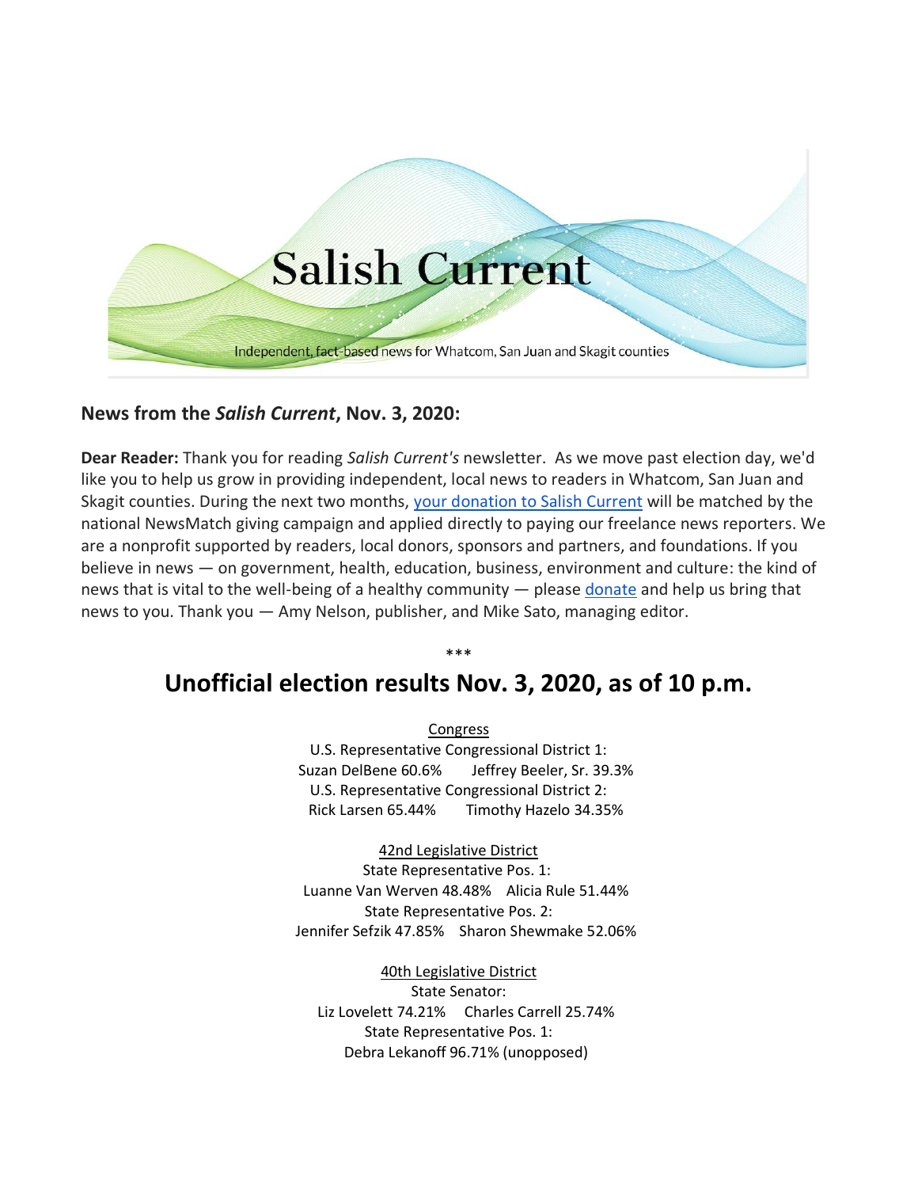Salish Current

Independent, fact-based news for Whatcom, San Juan and Skagit counties

### News from the *Salish Current*, Nov. 3, 2020:

**Dear Reader:** Thank you for reading *Salish Current's* newsletter. As we move past election day, we'd like you to help us grow in providing independent, local news to readers in Whatcom, San Juan and Skagit counties. During the next two months, your donation to Salish Current will be matched by the national NewsMatch giving campaign and applied directly to paying our freelance news reporters. We are a nonprofit supported by readers, local donors, sponsors and partners, and foundations. If you believe in news — on government, health, education, business, environment and culture: the kind of news that is vital to the well-being of a healthy community — please donate and help us bring that news to you. Thank you — Amy Nelson, publisher, and Mike Sato, managing editor.

\*\*\*

## Unofficial election results Nov. 3, 2020, as of 10 p.m.

Congress

U.S. Representative Congressional District 1:
Suzan DelBene 60.6% Jeffrey Beeler, Sr. 39.3%

U.S. Representative Congressional District 2:
Rick Larsen 65.44% Timothy Hazelo 34.35%

42nd Legislative District

State Representative Pos. 1:
Luanne Van Werven 48.48% Alicia Rule 51.44%

State Representative Pos. 2:
Jennifer Sefzik 47.85% Sharon Shewmake 52.06%

40th Legislative District

State Senator:
Liz Lovelett 74.21% Charles Carrell 25.74%

State Representative Pos. 1:
Debra Lekanoff 96.71% (unopposed)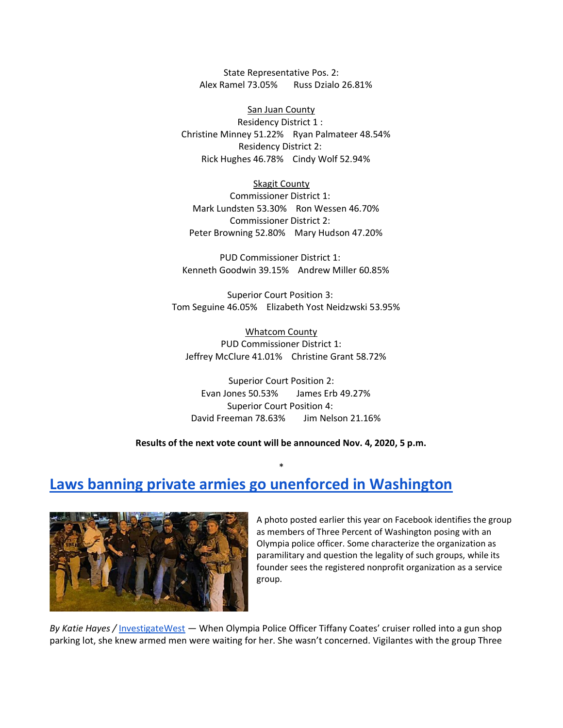State Representative Pos. 2:
Alex Ramel 73.05%    Russ Dzialo 26.81%

<u>San Juan County</u>
Residency District 1 :
Christine Minney 51.22%    Ryan Palmateer 48.54%
Residency District 2:
Rick Hughes 46.78%    Cindy Wolf 52.94%

<u>Skagit County</u>
Commissioner District 1:
Mark Lundsten 53.30%    Ron Wessen 46.70%
Commissioner District 2:
Peter Browning 52.80%    Mary Hudson 47.20%

PUD Commissioner District 1:
Kenneth Goodwin 39.15%    Andrew Miller 60.85%

Superior Court Position 3:
Tom Seguine 46.05%    Elizabeth Yost Neidzwski 53.95%

<u>Whatcom County</u>
PUD Commissioner District 1:
Jeffrey McClure 41.01%    Christine Grant 58.72%

Superior Court Position 2:
Evan Jones 50.53%    James Erb 49.27%
Superior Court Position 4:
David Freeman 78.63%    Jim Nelson 21.16%

**Results of the next vote count will be announced Nov. 4, 2020, 5 p.m.**

*

## Laws banning private armies go unenforced in Washington

A photo posted earlier this year on Facebook identifies the group as members of Three Percent of Washington posing with an Olympia police officer. Some characterize the organization as paramilitary and question the legality of such groups, while its founder sees the registered nonprofit organization as a service group.

*By Katie Hayes /* InvestigateWest — When Olympia Police Officer Tiffany Coates' cruiser rolled into a gun shop parking lot, she knew armed men were waiting for her. She wasn't concerned. Vigilantes with the group Three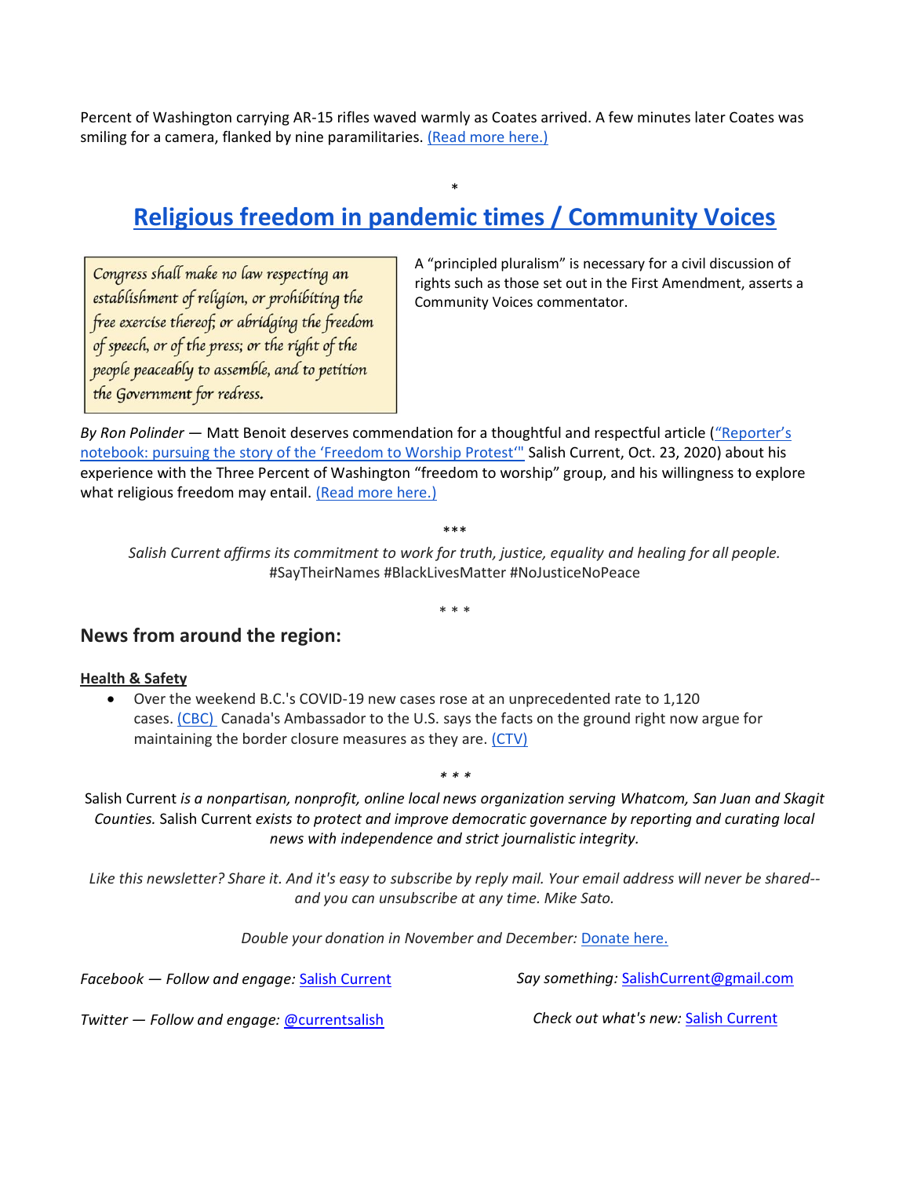Percent of Washington carrying AR-15 rifles waved warmly as Coates arrived. A few minutes later Coates was smiling for a camera, flanked by nine paramilitaries. (Read more here.)

*

## Religious freedom in pandemic times / Community Voices

*Congress shall make no law respecting an establishment of religion, or prohibiting the free exercise thereof; or abridging the freedom of speech, or of the press; or the right of the people peaceably to assemble, and to petition the Government for redress.*

A “principled pluralism” is necessary for a civil discussion of rights such as those set out in the First Amendment, asserts a Community Voices commentator.

*By Ron Polinder* — Matt Benoit deserves commendation for a thoughtful and respectful article (“Reporter’s notebook: pursuing the story of the ‘Freedom to Worship Protest’" Salish Current, Oct. 23, 2020) about his experience with the Three Percent of Washington “freedom to worship” group, and his willingness to explore what religious freedom may entail. (Read more here.)

***

*Salish Current affirms its commitment to work for truth, justice, equality and healing for all people.*
#SayTheirNames #BlackLivesMatter #NoJusticeNoPeace

* * *

### News from around the region:

**Health & Safety**

- Over the weekend B.C.'s COVID-19 new cases rose at an unprecedented rate to 1,120 cases. (CBC) Canada's Ambassador to the U.S. says the facts on the ground right now argue for maintaining the border closure measures as they are. (CTV)

* * *

Salish Current *is a nonpartisan, nonprofit, online local news organization serving Whatcom, San Juan and Skagit Counties.* Salish Current *exists to protect and improve democratic governance by reporting and curating local news with independence and strict journalistic integrity.*

*Like this newsletter? Share it. And it's easy to subscribe by reply mail. Your email address will never be shared--and you can unsubscribe at any time. Mike Sato.*

*Double your donation in November and December:* Donate here.

*Facebook — Follow and engage:* Salish Current

*Say something:* SalishCurrent@gmail.com

*Twitter — Follow and engage:* @currentsalish

*Check out what's new:* Salish Current